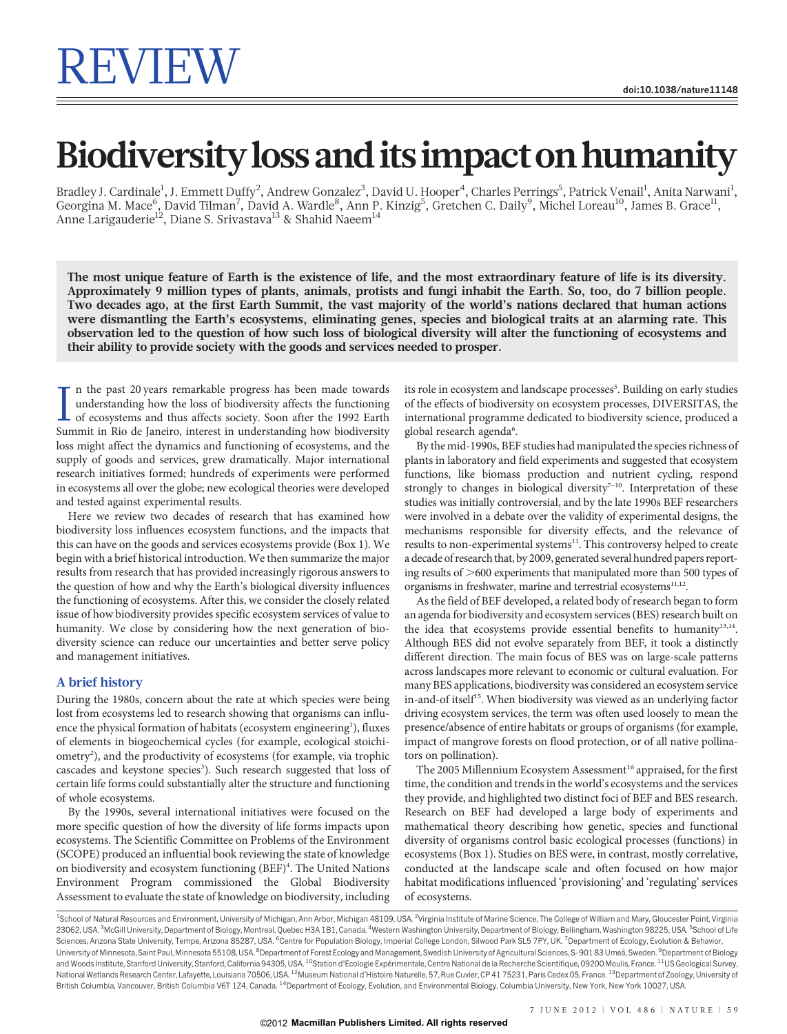REVIEW

doi:10.1038/nature11148

# Biodiversity loss and its impact on humanity

Bradley J. Cardinale[1], J. Emmett Duffy[2], Andrew Gonzalez[3], David U. Hooper[4], Charles Perrings[5], Patrick Venail[1], Anita Narwani[1], Georgina M. Mace[6], David Tilman[7], David A. Wardle[8], Ann P. Kinzig[5], Gretchen C. Daily[9], Michel Loreau[10], James B. Grace[11], Anne Larigauderie[12], Diane S. Srivastava[13] & Shahid Naeem[14]

**The most unique feature of Earth is the existence of life, and the most extraordinary feature of life is its diversity. Approximately 9 million types of plants, animals, protists and fungi inhabit the Earth. So, too, do 7 billion people. Two decades ago, at the first Earth Summit, the vast majority of the world's nations declared that human actions were dismantling the Earth's ecosystems, eliminating genes, species and biological traits at an alarming rate. This observation led to the question of how such loss of biological diversity will alter the functioning of ecosystems and their ability to provide society with the goods and services needed to prosper.**

In the past 20 years remarkable progress has been made towards understanding how the loss of biodiversity affects the functioning of ecosystems and thus affects society. Soon after the 1992 Earth Summit in Rio de Janeiro, interest in understanding how biodiversity loss might affect the dynamics and functioning of ecosystems, and the supply of goods and services, grew dramatically. Major international research initiatives formed; hundreds of experiments were performed in ecosystems all over the globe; new ecological theories were developed and tested against experimental results.

Here we review two decades of research that has examined how biodiversity loss influences ecosystem functions, and the impacts that this can have on the goods and services ecosystems provide (Box 1). We begin with a brief historical introduction. We then summarize the major results from research that has provided increasingly rigorous answers to the question of how and why the Earth's biological diversity influences the functioning of ecosystems. After this, we consider the closely related issue of how biodiversity provides specific ecosystem services of value to humanity. We close by considering how the next generation of biodiversity science can reduce our uncertainties and better serve policy and management initiatives.

## A brief history

During the 1980s, concern about the rate at which species were being lost from ecosystems led to research showing that organisms can influence the physical formation of habitats (ecosystem engineering[1]), fluxes of elements in biogeochemical cycles (for example, ecological stoichiometry[2]), and the productivity of ecosystems (for example, via trophic cascades and keystone species[3]). Such research suggested that loss of certain life forms could substantially alter the structure and functioning of whole ecosystems.

By the 1990s, several international initiatives were focused on the more specific question of how the diversity of life forms impacts upon ecosystems. The Scientific Committee on Problems of the Environment (SCOPE) produced an influential book reviewing the state of knowledge on biodiversity and ecosystem functioning (BEF)[4]. The United Nations Environment Program commissioned the Global Biodiversity Assessment to evaluate the state of knowledge on biodiversity, including its role in ecosystem and landscape processes[5]. Building on early studies of the effects of biodiversity on ecosystem processes, DIVERSITAS, the international programme dedicated to biodiversity science, produced a global research agenda[6].

By the mid-1990s, BEF studies had manipulated the species richness of plants in laboratory and field experiments and suggested that ecosystem functions, like biomass production and nutrient cycling, respond strongly to changes in biological diversity[7–10]. Interpretation of these studies was initially controversial, and by the late 1990s BEF researchers were involved in a debate over the validity of experimental designs, the mechanisms responsible for diversity effects, and the relevance of results to non-experimental systems[11]. This controversy helped to create a decade of research that, by 2009, generated several hundred papers reporting results of >600 experiments that manipulated more than 500 types of organisms in freshwater, marine and terrestrial ecosystems[11,12].

As the field of BEF developed, a related body of research began to form an agenda for biodiversity and ecosystem services (BES) research built on the idea that ecosystems provide essential benefits to humanity[13,14]. Although BES did not evolve separately from BEF, it took a distinctly different direction. The main focus of BES was on large-scale patterns across landscapes more relevant to economic or cultural evaluation. For many BES applications, biodiversity was considered an ecosystem service in-and-of itself[15]. When biodiversity was viewed as an underlying factor driving ecosystem services, the term was often used loosely to mean the presence/absence of entire habitats or groups of organisms (for example, impact of mangrove forests on flood protection, or of all native pollinators on pollination).

The 2005 Millennium Ecosystem Assessment[16] appraised, for the first time, the condition and trends in the world's ecosystems and the services they provide, and highlighted two distinct foci of BEF and BES research. Research on BEF had developed a large body of experiments and mathematical theory describing how genetic, species and functional diversity of organisms control basic ecological processes (functions) in ecosystems (Box 1). Studies on BES were, in contrast, mostly correlative, conducted at the landscape scale and often focused on how major habitat modifications influenced 'provisioning' and 'regulating' services of ecosystems.

[1]School of Natural Resources and Environment, University of Michigan, Ann Arbor, Michigan 48109, USA. [2]Virginia Institute of Marine Science, The College of William and Mary, Gloucester Point, Virginia 23062, USA. [3]McGill University, Department of Biology, Montreal, Quebec H3A 1B1, Canada. [4]Western Washington University, Department of Biology, Bellingham, Washington 98225, USA. [5]School of Life Sciences, Arizona State University, Tempe, Arizona 85287, USA. [6]Centre for Population Biology, Imperial College London, Silwood Park SL5 7PY, UK. [7]Department of Ecology, Evolution & Behavior, University of Minnesota, Saint Paul, Minnesota 55108, USA. [8]Department of Forest Ecology and Management, Swedish University of Agricultural Sciences, S- 901 83 Umeå, Sweden. [9]Department of Biology and Woods Institute, Stanford University, Stanford, California 94305, USA. [10]Station d'Ecologie Expérimentale, Centre National de la Recherche Scientifique, 09200 Moulis, France. [11]US Geological Survey, National Wetlands Research Center, Lafayette, Louisiana 70506, USA. [12]Museum National d'Histoire Naturelle, 57, Rue Cuvier, CP 41 75231, Paris Cedex 05, France. [13]Department of Zoology, University of British Columbia, Vancouver, British Columbia V6T 1Z4, Canada. [14]Department of Ecology, Evolution, and Environmental Biology, Columbia University, New York, New York 10027, USA.

©2012 Macmillan Publishers Limited. All rights reserved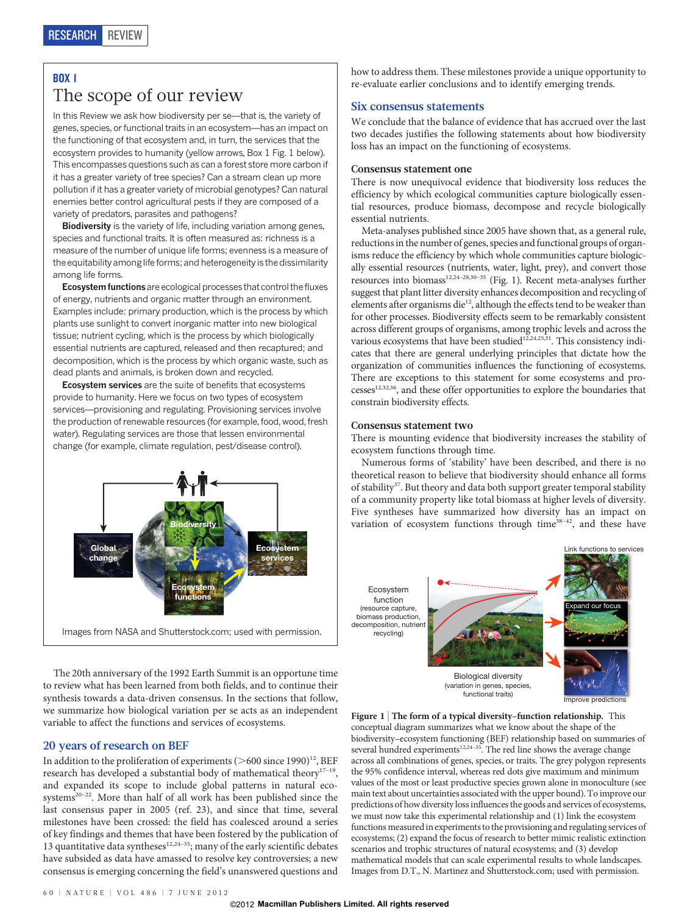## BOX 1

### The scope of our review

In this Review we ask how biodiversity per se—that is, the variety of genes, species, or functional traits in an ecosystem—has an impact on the functioning of that ecosystem and, in turn, the services that the ecosystem provides to humanity (yellow arrows, Box 1 Fig. 1 below). This encompasses questions such as can a forest store more carbon if it has a greater variety of tree species? Can a stream clean up more pollution if it has a greater variety of microbial genotypes? Can natural enemies better control agricultural pests if they are composed of a variety of predators, parasites and pathogens?

**Biodiversity** is the variety of life, including variation among genes, species and functional traits. It is often measured as: richness is a measure of the number of unique life forms; evenness is a measure of the equitability among life forms; and heterogeneity is the dissimilarity among life forms.

**Ecosystem functions** are ecological processes that control the fluxes of energy, nutrients and organic matter through an environment. Examples include: primary production, which is the process by which plants use sunlight to convert inorganic matter into new biological tissue; nutrient cycling, which is the process by which biologically essential nutrients are captured, released and then recaptured; and decomposition, which is the process by which organic waste, such as dead plants and animals, is broken down and recycled.

**Ecosystem services** are the suite of benefits that ecosystems provide to humanity. Here we focus on two types of ecosystem services—provisioning and regulating. Provisioning services involve the production of renewable resources (for example, food, wood, fresh water). Regulating services are those that lessen environmental change (for example, climate regulation, pest/disease control).

Biodiversity
Global change
Ecosystem services
Ecosystem functions

Images from NASA and Shutterstock.com; used with permission.

The 20th anniversary of the 1992 Earth Summit is an opportune time to review what has been learned from both fields, and to continue their synthesis towards a data-driven consensus. In the sections that follow, we summarize how biological variation per se acts as an independent variable to affect the functions and services of ecosystems.

## 20 years of research on BEF

In addition to the proliferation of experiments (>600 since 1990)[12], BEF research has developed a substantial body of mathematical theory[17–19], and expanded its scope to include global patterns in natural ecosystems[20–22]. More than half of all work has been published since the last consensus paper in 2005 (ref. 23), and since that time, several milestones have been crossed: the field has coalesced around a series of key findings and themes that have been fostered by the publication of 13 quantitative data syntheses[12,24–35]; many of the early scientific debates have subsided as data have amassed to resolve key controversies; a new consensus is emerging concerning the field's unanswered questions and how to address them. These milestones provide a unique opportunity to re-evaluate earlier conclusions and to identify emerging trends.

## Six consensus statements

We conclude that the balance of evidence that has accrued over the last two decades justifies the following statements about how biodiversity loss has an impact on the functioning of ecosystems.

### Consensus statement one

There is now unequivocal evidence that biodiversity loss reduces the efficiency by which ecological communities capture biologically essential resources, produce biomass, decompose and recycle biologically essential nutrients.

Meta-analyses published since 2005 have shown that, as a general rule, reductions in the number of genes, species and functional groups of organisms reduce the efficiency by which whole communities capture biologically essential resources (nutrients, water, light, prey), and convert those resources into biomass[12,24–28,30–35] (Fig. 1). Recent meta-analyses further suggest that plant litter diversity enhances decomposition and recycling of elements after organisms die[12], although the effects tend to be weaker than for other processes. Biodiversity effects seem to be remarkably consistent across different groups of organisms, among trophic levels and across the various ecosystems that have been studied[12,24,25,31]. This consistency indicates that there are general underlying principles that dictate how the organization of communities influences the functioning of ecosystems. There are exceptions to this statement for some ecosystems and processes[12,32,36], and these offer opportunities to explore the boundaries that constrain biodiversity effects.

### Consensus statement two

There is mounting evidence that biodiversity increases the stability of ecosystem functions through time.

Numerous forms of 'stability' have been described, and there is no theoretical reason to believe that biodiversity should enhance all forms of stability[37]. But theory and data both support greater temporal stability of a community property like total biomass at higher levels of diversity. Five syntheses have summarized how diversity has an impact on variation of ecosystem functions through time[38–42], and these have

Ecosystem function (resource capture, biomass production, decomposition, nutrient recycling)
Biological diversity (variation in genes, species, functional traits)
Link functions to services
Expand our focus
Improve predictions

**Figure 1 | The form of a typical diversity–function relationship.** This conceptual diagram summarizes what we know about the shape of the biodiversity–ecosystem functioning (BEF) relationship based on summaries of several hundred experiments[12,24–35]. The red line shows the average change across all combinations of genes, species, or traits. The grey polygon represents the 95% confidence interval, whereas red dots give maximum and minimum values of the most or least productive species grown alone in monoculture (see main text about uncertainties associated with the upper bound). To improve our predictions of how diversity loss influences the goods and services of ecosystems, we must now take this experimental relationship and (1) link the ecosystem functions measured in experiments to the provisioning and regulating services of ecosystems; (2) expand the focus of research to better mimic realistic extinction scenarios and trophic structures of natural ecosystems; and (3) develop mathematical models that can scale experimental results to whole landscapes. Images from D.T., N. Martinez and Shutterstock.com; used with permission.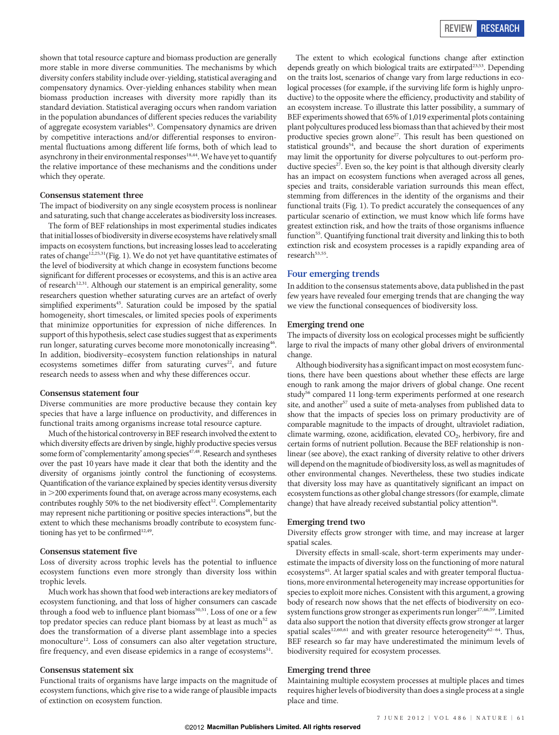shown that total resource capture and biomass production are generally more stable in more diverse communities. The mechanisms by which diversity confers stability include over-yielding, statistical averaging and compensatory dynamics. Over-yielding enhances stability when mean biomass production increases with diversity more rapidly than its standard deviation. Statistical averaging occurs when random variation in the population abundances of different species reduces the variability of aggregate ecosystem variables[43]. Compensatory dynamics are driven by competitive interactions and/or differential responses to environmental fluctuations among different life forms, both of which lead to asynchrony in their environmental responses[18,44]. We have yet to quantify the relative importance of these mechanisms and the conditions under which they operate.

### Consensus statement three

The impact of biodiversity on any single ecosystem process is nonlinear and saturating, such that change accelerates as biodiversity loss increases.

The form of BEF relationships in most experimental studies indicates that initial losses of biodiversity in diverse ecosystems have relatively small impacts on ecosystem functions, but increasing losses lead to accelerating rates of change[12,25,31] (Fig. 1). We do not yet have quantitative estimates of the level of biodiversity at which change in ecosystem functions become significant for different processes or ecosystems, and this is an active area of research[12,31]. Although our statement is an empirical generality, some researchers question whether saturating curves are an artefact of overly simplified experiments[45]. Saturation could be imposed by the spatial homogeneity, short timescales, or limited species pools of experiments that minimize opportunities for expression of niche differences. In support of this hypothesis, select case studies suggest that as experiments run longer, saturating curves become more monotonically increasing[46]. In addition, biodiversity–ecosystem function relationships in natural ecosystems sometimes differ from saturating curves[22], and future research needs to assess when and why these differences occur.

### Consensus statement four

Diverse communities are more productive because they contain key species that have a large influence on productivity, and differences in functional traits among organisms increase total resource capture.

Much of the historical controversy in BEF research involved the extent to which diversity effects are driven by single, highly productive species versus some form of 'complementarity' among species[47,48]. Research and syntheses over the past 10 years have made it clear that both the identity and the diversity of organisms jointly control the functioning of ecosystems. Quantification of the variance explained by species identity versus diversity in >200 experiments found that, on average across many ecosystems, each contributes roughly 50% to the net biodiversity effect[12]. Complementarity may represent niche partitioning or positive species interactions[48], but the extent to which these mechanisms broadly contribute to ecosystem functioning has yet to be confirmed[12,49].

### Consensus statement five

Loss of diversity across trophic levels has the potential to influence ecosystem functions even more strongly than diversity loss within trophic levels.

Much work has shown that food web interactions are key mediators of ecosystem functioning, and that loss of higher consumers can cascade through a food web to influence plant biomass[50,51]. Loss of one or a few top predator species can reduce plant biomass by at least as much[52] as does the transformation of a diverse plant assemblage into a species monoculture[12]. Loss of consumers can also alter vegetation structure, fire frequency, and even disease epidemics in a range of ecosystems[51].

### Consensus statement six

Functional traits of organisms have large impacts on the magnitude of ecosystem functions, which give rise to a wide range of plausible impacts of extinction on ecosystem function.

The extent to which ecological functions change after extinction depends greatly on which biological traits are extirpated[23,53]. Depending on the traits lost, scenarios of change vary from large reductions in ecological processes (for example, if the surviving life form is highly unproductive) to the opposite where the efficiency, productivity and stability of an ecosystem increase. To illustrate this latter possibility, a summary of BEF experiments showed that 65% of 1,019 experimental plots containing plant polycultures produced less biomass than that achieved by their most productive species grown alone[27]. This result has been questioned on statistical grounds[54], and because the short duration of experiments may limit the opportunity for diverse polycultures to out-perform productive species[27]. Even so, the key point is that although diversity clearly has an impact on ecosystem functions when averaged across all genes, species and traits, considerable variation surrounds this mean effect, stemming from differences in the identity of the organisms and their functional traits (Fig. 1). To predict accurately the consequences of any particular scenario of extinction, we must know which life forms have greatest extinction risk, and how the traits of those organisms influence function[55]. Quantifying functional trait diversity and linking this to both extinction risk and ecosystem processes is a rapidly expanding area of research[53,55].

## Four emerging trends

In addition to the consensus statements above, data published in the past few years have revealed four emerging trends that are changing the way we view the functional consequences of biodiversity loss.

### Emerging trend one

The impacts of diversity loss on ecological processes might be sufficiently large to rival the impacts of many other global drivers of environmental change.

Although biodiversity has a significant impact on most ecosystem functions, there have been questions about whether these effects are large enough to rank among the major drivers of global change. One recent study[56] compared 11 long-term experiments performed at one research site, and another[57] used a suite of meta-analyses from published data to show that the impacts of species loss on primary productivity are of comparable magnitude to the impacts of drought, ultraviolet radiation, climate warming, ozone, acidification, elevated $CO_2$, herbivory, fire and certain forms of nutrient pollution. Because the BEF relationship is nonlinear (see above), the exact ranking of diversity relative to other drivers will depend on the magnitude of biodiversity loss, as well as magnitudes of other environmental changes. Nevertheless, these two studies indicate that diversity loss may have as quantitatively significant an impact on ecosystem functions as other global change stressors (for example, climate change) that have already received substantial policy attention[58].

### Emerging trend two

Diversity effects grow stronger with time, and may increase at larger spatial scales.

Diversity effects in small-scale, short-term experiments may underestimate the impacts of diversity loss on the functioning of more natural ecosystems[45]. At larger spatial scales and with greater temporal fluctuations, more environmental heterogeneity may increase opportunities for species to exploit more niches. Consistent with this argument, a growing body of research now shows that the net effects of biodiversity on ecosystem functions grow stronger as experiments run longer[27,46,59]. Limited data also support the notion that diversity effects grow stronger at larger spatial scales[12,60,61] and with greater resource heterogeneity[62–64]. Thus, BEF research so far may have underestimated the minimum levels of biodiversity required for ecosystem processes.

### Emerging trend three

Maintaining multiple ecosystem processes at multiple places and times requires higher levels of biodiversity than does a single process at a single place and time.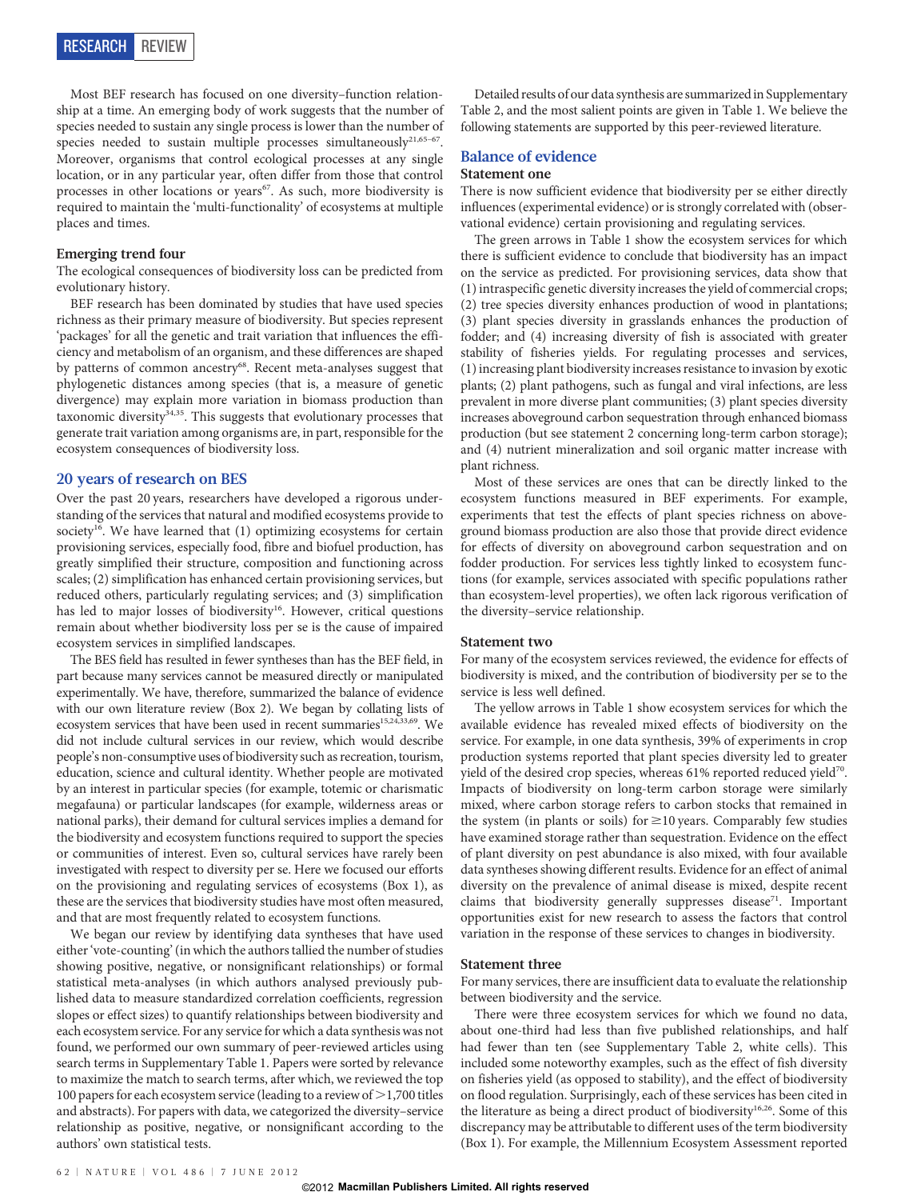Most BEF research has focused on one diversity–function relationship at a time. An emerging body of work suggests that the number of species needed to sustain any single process is lower than the number of species needed to sustain multiple processes simultaneously[21,65–67]. Moreover, organisms that control ecological processes at any single location, or in any particular year, often differ from those that control processes in other locations or years[67]. As such, more biodiversity is required to maintain the 'multi-functionality' of ecosystems at multiple places and times.

### Emerging trend four

The ecological consequences of biodiversity loss can be predicted from evolutionary history.

BEF research has been dominated by studies that have used species richness as their primary measure of biodiversity. But species represent 'packages' for all the genetic and trait variation that influences the efficiency and metabolism of an organism, and these differences are shaped by patterns of common ancestry[68]. Recent meta-analyses suggest that phylogenetic distances among species (that is, a measure of genetic divergence) may explain more variation in biomass production than taxonomic diversity[34,35]. This suggests that evolutionary processes that generate trait variation among organisms are, in part, responsible for the ecosystem consequences of biodiversity loss.

## 20 years of research on BES

Over the past 20 years, researchers have developed a rigorous understanding of the services that natural and modified ecosystems provide to society[16]. We have learned that (1) optimizing ecosystems for certain provisioning services, especially food, fibre and biofuel production, has greatly simplified their structure, composition and functioning across scales; (2) simplification has enhanced certain provisioning services, but reduced others, particularly regulating services; and (3) simplification has led to major losses of biodiversity[16]. However, critical questions remain about whether biodiversity loss per se is the cause of impaired ecosystem services in simplified landscapes.

The BES field has resulted in fewer syntheses than has the BEF field, in part because many services cannot be measured directly or manipulated experimentally. We have, therefore, summarized the balance of evidence with our own literature review (Box 2). We began by collating lists of ecosystem services that have been used in recent summaries[15,24,33,69]. We did not include cultural services in our review, which would describe people's non-consumptive uses of biodiversity such as recreation, tourism, education, science and cultural identity. Whether people are motivated by an interest in particular species (for example, totemic or charismatic megafauna) or particular landscapes (for example, wilderness areas or national parks), their demand for cultural services implies a demand for the biodiversity and ecosystem functions required to support the species or communities of interest. Even so, cultural services have rarely been investigated with respect to diversity per se. Here we focused our efforts on the provisioning and regulating services of ecosystems (Box 1), as these are the services that biodiversity studies have most often measured, and that are most frequently related to ecosystem functions.

We began our review by identifying data syntheses that have used either 'vote-counting' (in which the authors tallied the number of studies showing positive, negative, or nonsignificant relationships) or formal statistical meta-analyses (in which authors analysed previously published data to measure standardized correlation coefficients, regression slopes or effect sizes) to quantify relationships between biodiversity and each ecosystem service. For any service for which a data synthesis was not found, we performed our own summary of peer-reviewed articles using search terms in Supplementary Table 1. Papers were sorted by relevance to maximize the match to search terms, after which, we reviewed the top 100 papers for each ecosystem service (leading to a review of >1,700 titles and abstracts). For papers with data, we categorized the diversity–service relationship as positive, negative, or nonsignificant according to the authors' own statistical tests.

Detailed results of our data synthesis are summarized in Supplementary Table 2, and the most salient points are given in Table 1. We believe the following statements are supported by this peer-reviewed literature.

## Balance of evidence

### Statement one

There is now sufficient evidence that biodiversity per se either directly influences (experimental evidence) or is strongly correlated with (observational evidence) certain provisioning and regulating services.

The green arrows in Table 1 show the ecosystem services for which there is sufficient evidence to conclude that biodiversity has an impact on the service as predicted. For provisioning services, data show that (1) intraspecific genetic diversity increases the yield of commercial crops; (2) tree species diversity enhances production of wood in plantations; (3) plant species diversity in grasslands enhances the production of fodder; and (4) increasing diversity of fish is associated with greater stability of fisheries yields. For regulating processes and services, (1) increasing plant biodiversity increases resistance to invasion by exotic plants; (2) plant pathogens, such as fungal and viral infections, are less prevalent in more diverse plant communities; (3) plant species diversity increases aboveground carbon sequestration through enhanced biomass production (but see statement 2 concerning long-term carbon storage); and (4) nutrient mineralization and soil organic matter increase with plant richness.

Most of these services are ones that can be directly linked to the ecosystem functions measured in BEF experiments. For example, experiments that test the effects of plant species richness on aboveground biomass production are also those that provide direct evidence for effects of diversity on aboveground carbon sequestration and on fodder production. For services less tightly linked to ecosystem functions (for example, services associated with specific populations rather than ecosystem-level properties), we often lack rigorous verification of the diversity–service relationship.

### Statement two

For many of the ecosystem services reviewed, the evidence for effects of biodiversity is mixed, and the contribution of biodiversity per se to the service is less well defined.

The yellow arrows in Table 1 show ecosystem services for which the available evidence has revealed mixed effects of biodiversity on the service. For example, in one data synthesis, 39% of experiments in crop production systems reported that plant species diversity led to greater yield of the desired crop species, whereas 61% reported reduced yield[70]. Impacts of biodiversity on long-term carbon storage were similarly mixed, where carbon storage refers to carbon stocks that remained in the system (in plants or soils) for ≥10 years. Comparably few studies have examined storage rather than sequestration. Evidence on the effect of plant diversity on pest abundance is also mixed, with four available data syntheses showing different results. Evidence for an effect of animal diversity on the prevalence of animal disease is mixed, despite recent claims that biodiversity generally suppresses disease[71]. Important opportunities exist for new research to assess the factors that control variation in the response of these services to changes in biodiversity.

### Statement three

For many services, there are insufficient data to evaluate the relationship between biodiversity and the service.

There were three ecosystem services for which we found no data, about one-third had less than five published relationships, and half had fewer than ten (see Supplementary Table 2, white cells). This included some noteworthy examples, such as the effect of fish diversity on fisheries yield (as opposed to stability), and the effect of biodiversity on flood regulation. Surprisingly, each of these services has been cited in the literature as being a direct product of biodiversity[16,26]. Some of this discrepancy may be attributable to different uses of the term biodiversity (Box 1). For example, the Millennium Ecosystem Assessment reported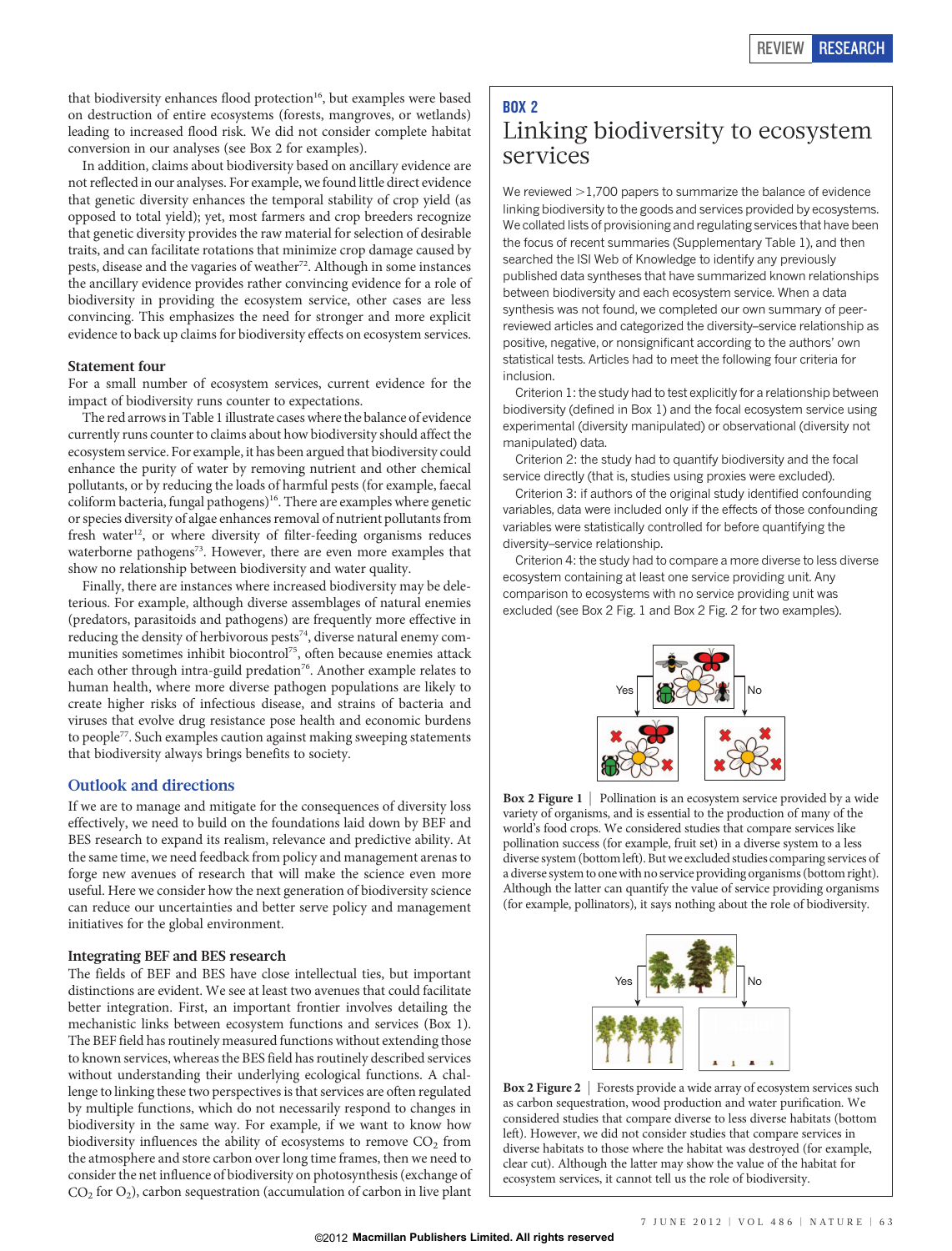that biodiversity enhances flood protection[16], but examples were based on destruction of entire ecosystems (forests, mangroves, or wetlands) leading to increased flood risk. We did not consider complete habitat conversion in our analyses (see Box 2 for examples).

In addition, claims about biodiversity based on ancillary evidence are not reflected in our analyses. For example, we found little direct evidence that genetic diversity enhances the temporal stability of crop yield (as opposed to total yield); yet, most farmers and crop breeders recognize that genetic diversity provides the raw material for selection of desirable traits, and can facilitate rotations that minimize crop damage caused by pests, disease and the vagaries of weather[72]. Although in some instances the ancillary evidence provides rather convincing evidence for a role of biodiversity in providing the ecosystem service, other cases are less convincing. This emphasizes the need for stronger and more explicit evidence to back up claims for biodiversity effects on ecosystem services.

### Statement four

For a small number of ecosystem services, current evidence for the impact of biodiversity runs counter to expectations.

The red arrows in Table 1 illustrate cases where the balance of evidence currently runs counter to claims about how biodiversity should affect the ecosystem service. For example, it has been argued that biodiversity could enhance the purity of water by removing nutrient and other chemical pollutants, or by reducing the loads of harmful pests (for example, faecal coliform bacteria, fungal pathogens)[16]. There are examples where genetic or species diversity of algae enhances removal of nutrient pollutants from fresh water[12], or where diversity of filter-feeding organisms reduces waterborne pathogens[73]. However, there are even more examples that show no relationship between biodiversity and water quality.

Finally, there are instances where increased biodiversity may be deleterious. For example, although diverse assemblages of natural enemies (predators, parasitoids and pathogens) are frequently more effective in reducing the density of herbivorous pests[74], diverse natural enemy communities sometimes inhibit biocontrol[75], often because enemies attack each other through intra-guild predation[76]. Another example relates to human health, where more diverse pathogen populations are likely to create higher risks of infectious disease, and strains of bacteria and viruses that evolve drug resistance pose health and economic burdens to people[77]. Such examples caution against making sweeping statements that biodiversity always brings benefits to society.

## Outlook and directions

If we are to manage and mitigate for the consequences of diversity loss effectively, we need to build on the foundations laid down by BEF and BES research to expand its realism, relevance and predictive ability. At the same time, we need feedback from policy and management arenas to forge new avenues of research that will make the science even more useful. Here we consider how the next generation of biodiversity science can reduce our uncertainties and better serve policy and management initiatives for the global environment.

### Integrating BEF and BES research

The fields of BEF and BES have close intellectual ties, but important distinctions are evident. We see at least two avenues that could facilitate better integration. First, an important frontier involves detailing the mechanistic links between ecosystem functions and services (Box 1). The BEF field has routinely measured functions without extending those to known services, whereas the BES field has routinely described services without understanding their underlying ecological functions. A challenge to linking these two perspectives is that services are often regulated by multiple functions, which do not necessarily respond to changes in biodiversity in the same way. For example, if we want to know how biodiversity influences the ability of ecosystems to remove $CO_2$ from the atmosphere and store carbon over long time frames, then we need to consider the net influence of biodiversity on photosynthesis (exchange of $CO_2$ for $O_2$), carbon sequestration (accumulation of carbon in live plant

---

**BOX 2**

## Linking biodiversity to ecosystem services

We reviewed >1,700 papers to summarize the balance of evidence linking biodiversity to the goods and services provided by ecosystems. We collated lists of provisioning and regulating services that have been the focus of recent summaries (Supplementary Table 1), and then searched the ISI Web of Knowledge to identify any previously published data syntheses that have summarized known relationships between biodiversity and each ecosystem service. When a data synthesis was not found, we completed our own summary of peer-reviewed articles and categorized the diversity–service relationship as positive, negative, or nonsignificant according to the authors' own statistical tests. Articles had to meet the following four criteria for inclusion.

Criterion 1: the study had to test explicitly for a relationship between biodiversity (defined in Box 1) and the focal ecosystem service using experimental (diversity manipulated) or observational (diversity not manipulated) data.

Criterion 2: the study had to quantify biodiversity and the focal service directly (that is, studies using proxies were excluded).

Criterion 3: if authors of the original study identified confounding variables, data were included only if the effects of those confounding variables were statistically controlled for before quantifying the diversity–service relationship.

Criterion 4: the study had to compare a more diverse to less diverse ecosystem containing at least one service providing unit. Any comparison to ecosystems with no service providing unit was excluded (see Box 2 Fig. 1 and Box 2 Fig. 2 for two examples).

**Box 2 Figure 1** | Pollination is an ecosystem service provided by a wide variety of organisms, and is essential to the production of many of the world's food crops. We considered studies that compare services like pollination success (for example, fruit set) in a diverse system to a less diverse system (bottom left). But we excluded studies comparing services of a diverse system to one with no service providing organisms (bottom right). Although the latter can quantify the value of service providing organisms (for example, pollinators), it says nothing about the role of biodiversity.

**Box 2 Figure 2** | Forests provide a wide array of ecosystem services such as carbon sequestration, wood production and water purification. We considered studies that compare diverse to less diverse habitats (bottom left). However, we did not consider studies that compare services in diverse habitats to those where the habitat was destroyed (for example, clear cut). Although the latter may show the value of the habitat for ecosystem services, it cannot tell us the role of biodiversity.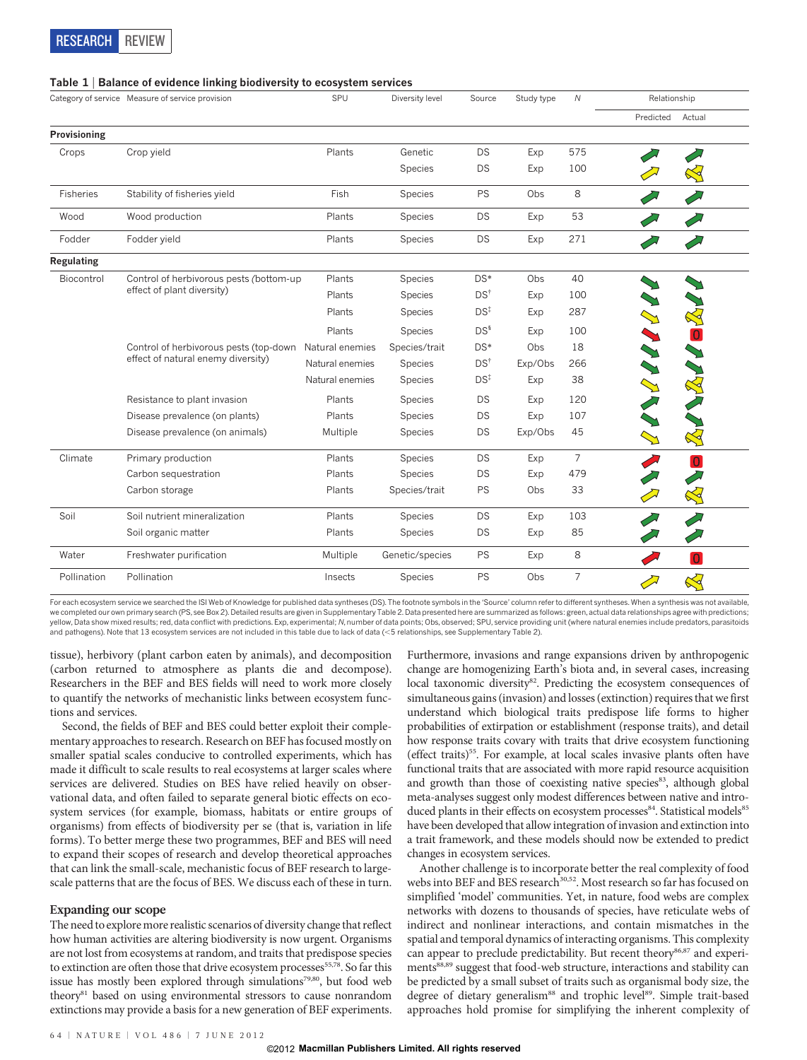**Table 1 | Balance of evidence linking biodiversity to ecosystem services**

| Category of service | Measure of service provision | SPU | Diversity level | Source | Study type | N | Relationship | |
|---|---|---|---|---|---|---|---|---|
| | | | | | | | Predicted | Actual |
| **Provisioning** | | | | | | | | |
| Crops | Crop yield | Plants | Genetic | DS | Exp | 575 | | |
| | | | Species | DS | Exp | 100 | | |
| Fisheries | Stability of fisheries yield | Fish | Species | PS | Obs | 8 | | |
| Wood | Wood production | Plants | Species | DS | Exp | 53 | | |
| Fodder | Fodder yield | Plants | Species | DS | Exp | 271 | | |
| **Regulating** | | | | | | | | |
| Biocontrol | Control of herbivorous pests (bottom-up effect of plant diversity) | Plants | Species | DS* | Obs | 40 | | |
| | | Plants | Species | DS† | Exp | 100 | | |
| | | Plants | Species | DS‡ | Exp | 287 | | |
| | | Plants | Species | DS§ | Exp | 100 | | 0 |
| | Control of herbivorous pests (top-down effect of natural enemy diversity) | Natural enemies | Species/trait | DS* | Obs | 18 | | |
| | | Natural enemies | Species | DS† | Exp/Obs | 266 | | |
| | | Natural enemies | Species | DS‡ | Exp | 38 | | |
| | Resistance to plant invasion | Plants | Species | DS | Exp | 120 | | |
| | Disease prevalence (on plants) | Plants | Species | DS | Exp | 107 | | |
| | Disease prevalence (on animals) | Multiple | Species | DS | Exp/Obs | 45 | | |
| Climate | Primary production | Plants | Species | DS | Exp | 7 | | 0 |
| | Carbon sequestration | Plants | Species | DS | Exp | 479 | | |
| | Carbon storage | Plants | Species/trait | PS | Obs | 33 | | |
| Soil | Soil nutrient mineralization | Plants | Species | DS | Exp | 103 | | |
| | Soil organic matter | Plants | Species | DS | Exp | 85 | | |
| Water | Freshwater purification | Multiple | Genetic/species | PS | Exp | 8 | | 0 |
| Pollination | Pollination | Insects | Species | PS | Obs | 7 | | |

For each ecosystem service we searched the ISI Web of Knowledge for published data syntheses (DS). The footnote symbols in the 'Source' column refer to different syntheses. When a synthesis was not available, we completed our own primary search (PS, see Box 2). Detailed results are given in Supplementary Table 2. Data presented here are summarized as follows: green, actual data relationships agree with predictions; yellow, Data show mixed results; red, data conflict with predictions. Exp, experimental; N, number of data points; Obs, observed; SPU, service providing unit (where natural enemies include predators, parasitoids and pathogens). Note that 13 ecosystem services are not included in this table due to lack of data (<5 relationships, see Supplementary Table 2).

tissue), herbivory (plant carbon eaten by animals), and decomposition (carbon returned to atmosphere as plants die and decompose). Researchers in the BEF and BES fields will need to work more closely to quantify the networks of mechanistic links between ecosystem functions and services.

Second, the fields of BEF and BES could better exploit their complementary approaches to research. Research on BEF has focused mostly on smaller spatial scales conducive to controlled experiments, which has made it difficult to scale results to real ecosystems at larger scales where services are delivered. Studies on BES have relied heavily on observational data, and often failed to separate general biotic effects on ecosystem services (for example, biomass, habitats or entire groups of organisms) from effects of biodiversity per se (that is, variation in life forms). To better merge these two programmes, BEF and BES will need to expand their scopes of research and develop theoretical approaches that can link the small-scale, mechanistic focus of BEF research to large-scale patterns that are the focus of BES. We discuss each of these in turn.

## Expanding our scope

The need to explore more realistic scenarios of diversity change that reflect how human activities are altering biodiversity is now urgent. Organisms are not lost from ecosystems at random, and traits that predispose species to extinction are often those that drive ecosystem processes[55,78]. So far this issue has mostly been explored through simulations[79,80], but food web theory[81] based on using environmental stressors to cause nonrandom extinctions may provide a basis for a new generation of BEF experiments. Furthermore, invasions and range expansions driven by anthropogenic change are homogenizing Earth's biota and, in several cases, increasing local taxonomic diversity[82]. Predicting the ecosystem consequences of simultaneous gains (invasion) and losses (extinction) requires that we first understand which biological traits predispose life forms to higher probabilities of extirpation or establishment (response traits), and detail how response traits covary with traits that drive ecosystem functioning (effect traits)[55]. For example, at local scales invasive plants often have functional traits that are associated with more rapid resource acquisition and growth than those of coexisting native species[83], although global meta-analyses suggest only modest differences between native and introduced plants in their effects on ecosystem processes[84]. Statistical models[85] have been developed that allow integration of invasion and extinction into a trait framework, and these models should now be extended to predict changes in ecosystem services.

Another challenge is to incorporate better the real complexity of food webs into BEF and BES research[30,52]. Most research so far has focused on simplified 'model' communities. Yet, in nature, food webs are complex networks with dozens to thousands of species, have reticulate webs of indirect and nonlinear interactions, and contain mismatches in the spatial and temporal dynamics of interacting organisms. This complexity can appear to preclude predictability. But recent theory[86,87] and experiments[88,89] suggest that food-web structure, interactions and stability can be predicted by a small subset of traits such as organismal body size, the degree of dietary generalism[88] and trophic level[89]. Simple trait-based approaches hold promise for simplifying the inherent complexity of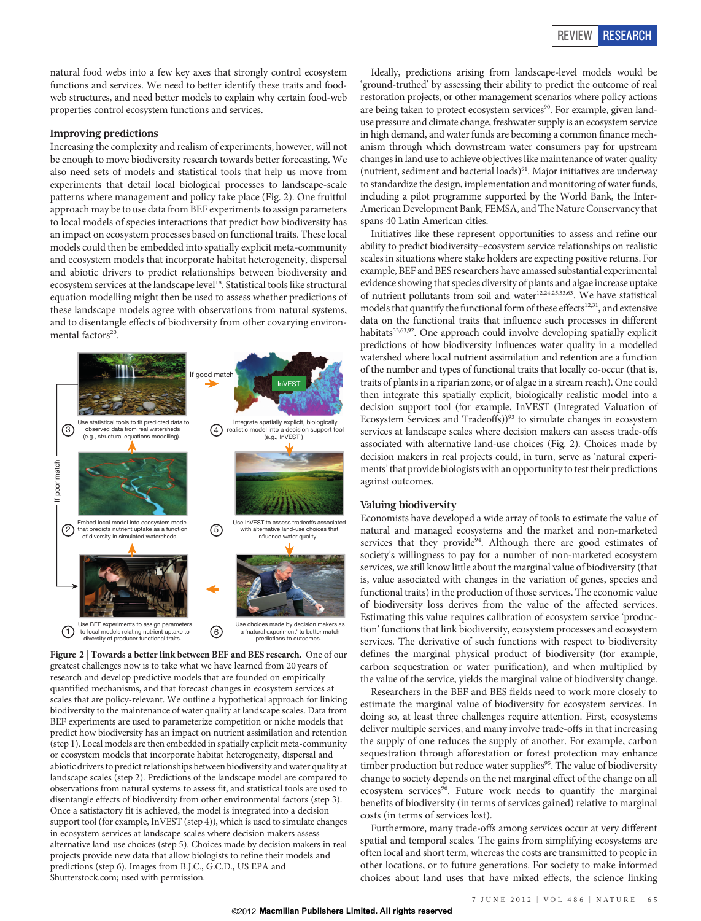natural food webs into a few key axes that strongly control ecosystem functions and services. We need to better identify these traits and food-web structures, and need better models to explain why certain food-web properties control ecosystem functions and services.

## Improving predictions

Increasing the complexity and realism of experiments, however, will not be enough to move biodiversity research towards better forecasting. We also need sets of models and statistical tools that help us move from experiments that detail local biological processes to landscape-scale patterns where management and policy take place (Fig. 2). One fruitful approach may be to use data from BEF experiments to assign parameters to local models of species interactions that predict how biodiversity has an impact on ecosystem processes based on functional traits. These local models could then be embedded into spatially explicit meta-community and ecosystem models that incorporate habitat heterogeneity, dispersal and abiotic drivers to predict relationships between biodiversity and ecosystem services at the landscape level[18]. Statistical tools like structural equation modelling might then be used to assess whether predictions of these landscape models agree with observations from natural systems, and to disentangle effects of biodiversity from other covarying environmental factors[20].

Figure 2 | **Towards a better link between BEF and BES research.** One of our greatest challenges now is to take what we have learned from 20 years of research and develop predictive models that are founded on empirically quantified mechanisms, and that forecast changes in ecosystem services at scales that are policy-relevant. We outline a hypothetical approach for linking biodiversity to the maintenance of water quality at landscape scales. Data from BEF experiments are used to parameterize competition or niche models that predict how biodiversity has an impact on nutrient assimilation and retention (step 1). Local models are then embedded in spatially explicit meta-community or ecosystem models that incorporate habitat heterogeneity, dispersal and abiotic drivers to predict relationships between biodiversity and water quality at landscape scales (step 2). Predictions of the landscape model are compared to observations from natural systems to assess fit, and statistical tools are used to disentangle effects of biodiversity from other environmental factors (step 3). Once a satisfactory fit is achieved, the model is integrated into a decision support tool (for example, InVEST (step 4)), which is used to simulate changes in ecosystem services at landscape scales where decision makers assess alternative land-use choices (step 5). Choices made by decision makers in real projects provide new data that allow biologists to refine their models and predictions (step 6). Images from B.J.C., G.C.D., US EPA and Shutterstock.com; used with permission.

Ideally, predictions arising from landscape-level models would be 'ground-truthed' by assessing their ability to predict the outcome of real restoration projects, or other management scenarios where policy actions are being taken to protect ecosystem services[90]. For example, given land-use pressure and climate change, freshwater supply is an ecosystem service in high demand, and water funds are becoming a common finance mechanism through which downstream water consumers pay for upstream changes in land use to achieve objectives like maintenance of water quality (nutrient, sediment and bacterial loads)[91]. Major initiatives are underway to standardize the design, implementation and monitoring of water funds, including a pilot programme supported by the World Bank, the Inter-American Development Bank, FEMSA, and The Nature Conservancy that spans 40 Latin American cities.

Initiatives like these represent opportunities to assess and refine our ability to predict biodiversity–ecosystem service relationships on realistic scales in situations where stake holders are expecting positive returns. For example, BEF and BES researchers have amassed substantial experimental evidence showing that species diversity of plants and algae increase uptake of nutrient pollutants from soil and water[12,24,25,33,63]. We have statistical models that quantify the functional form of these effects[12,31], and extensive data on the functional traits that influence such processes in different habitats[53,63,92]. One approach could involve developing spatially explicit predictions of how biodiversity influences water quality in a modelled watershed where local nutrient assimilation and retention are a function of the number and types of functional traits that locally co-occur (that is, traits of plants in a riparian zone, or of algae in a stream reach). One could then integrate this spatially explicit, biologically realistic model into a decision support tool (for example, InVEST (Integrated Valuation of Ecosystem Services and Tradeoffs))[93] to simulate changes in ecosystem services at landscape scales where decision makers can assess trade-offs associated with alternative land-use choices (Fig. 2). Choices made by decision makers in real projects could, in turn, serve as 'natural experiments' that provide biologists with an opportunity to test their predictions against outcomes.

## Valuing biodiversity

Economists have developed a wide array of tools to estimate the value of natural and managed ecosystems and the market and non-marketed services that they provide[94]. Although there are good estimates of society's willingness to pay for a number of non-marketed ecosystem services, we still know little about the marginal value of biodiversity (that is, value associated with changes in the variation of genes, species and functional traits) in the production of those services. The economic value of biodiversity loss derives from the value of the affected services. Estimating this value requires calibration of ecosystem service 'production' functions that link biodiversity, ecosystem processes and ecosystem services. The derivative of such functions with respect to biodiversity defines the marginal physical product of biodiversity (for example, carbon sequestration or water purification), and when multiplied by the value of the service, yields the marginal value of biodiversity change.

Researchers in the BEF and BES fields need to work more closely to estimate the marginal value of biodiversity for ecosystem services. In doing so, at least three challenges require attention. First, ecosystems deliver multiple services, and many involve trade-offs in that increasing the supply of one reduces the supply of another. For example, carbon sequestration through afforestation or forest protection may enhance timber production but reduce water supplies[95]. The value of biodiversity change to society depends on the net marginal effect of the change on all ecosystem services[96]. Future work needs to quantify the marginal benefits of biodiversity (in terms of services gained) relative to marginal costs (in terms of services lost).

Furthermore, many trade-offs among services occur at very different spatial and temporal scales. The gains from simplifying ecosystems are often local and short term, whereas the costs are transmitted to people in other locations, or to future generations. For society to make informed choices about land uses that have mixed effects, the science linking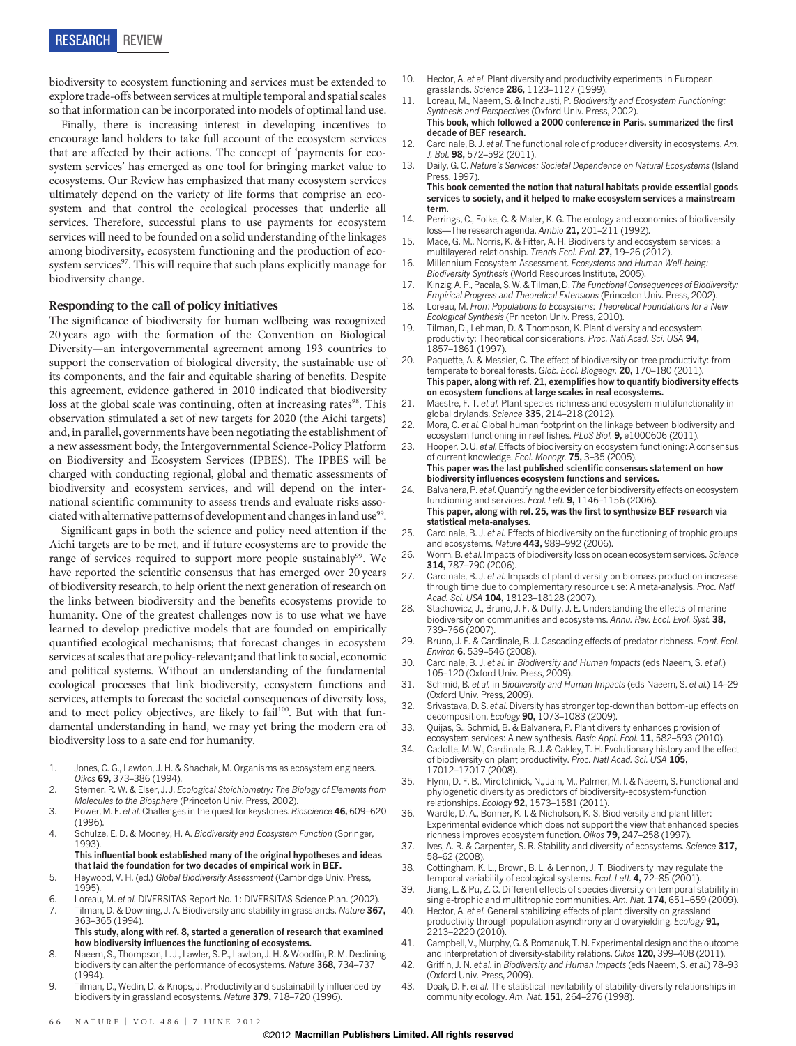biodiversity to ecosystem functioning and services must be extended to explore trade-offs between services at multiple temporal and spatial scales so that information can be incorporated into models of optimal land use.

Finally, there is increasing interest in developing incentives to encourage land holders to take full account of the ecosystem services that are affected by their actions. The concept of 'payments for ecosystem services' has emerged as one tool for bringing market value to ecosystems. Our Review has emphasized that many ecosystem services ultimately depend on the variety of life forms that comprise an ecosystem and that control the ecological processes that underlie all services. Therefore, successful plans to use payments for ecosystem services will need to be founded on a solid understanding of the linkages among biodiversity, ecosystem functioning and the production of ecosystem services[97]. This will require that such plans explicitly manage for biodiversity change.

## Responding to the call of policy initiatives

The significance of biodiversity for human wellbeing was recognized 20 years ago with the formation of the Convention on Biological Diversity—an intergovernmental agreement among 193 countries to support the conservation of biological diversity, the sustainable use of its components, and the fair and equitable sharing of benefits. Despite this agreement, evidence gathered in 2010 indicated that biodiversity loss at the global scale was continuing, often at increasing rates[98]. This observation stimulated a set of new targets for 2020 (the Aichi targets) and, in parallel, governments have been negotiating the establishment of a new assessment body, the Intergovernmental Science-Policy Platform on Biodiversity and Ecosystem Services (IPBES). The IPBES will be charged with conducting regional, global and thematic assessments of biodiversity and ecosystem services, and will depend on the international scientific community to assess trends and evaluate risks associated with alternative patterns of development and changes in land use[99].

Significant gaps in both the science and policy need attention if the Aichi targets are to be met, and if future ecosystems are to provide the range of services required to support more people sustainably[99]. We have reported the scientific consensus that has emerged over 20 years of biodiversity research, to help orient the next generation of research on the links between biodiversity and the benefits ecosystems provide to humanity. One of the greatest challenges now is to use what we have learned to develop predictive models that are founded on empirically quantified ecological mechanisms; that forecast changes in ecosystem services at scales that are policy-relevant; and that link to social, economic and political systems. Without an understanding of the fundamental ecological processes that link biodiversity, ecosystem functions and services, attempts to forecast the societal consequences of diversity loss, and to meet policy objectives, are likely to fail[100]. But with that fundamental understanding in hand, we may yet bring the modern era of biodiversity loss to a safe end for humanity.

1. Jones, C. G., Lawton, J. H. & Shachak, M. Organisms as ecosystem engineers. *Oikos* **69,** 373–386 (1994).
2. Sterner, R. W. & Elser, J. J. *Ecological Stoichiometry: The Biology of Elements from Molecules to the Biosphere* (Princeton Univ. Press, 2002).
3. Power, M. E. *et al.* Challenges in the quest for keystones. *Bioscience* **46,** 609–620 (1996).
4. Schulze, E. D. & Mooney, H. A. *Biodiversity and Ecosystem Function* (Springer, 1993).
   **This influential book established many of the original hypotheses and ideas that laid the foundation for two decades of empirical work in BEF.**
5. Heywood, V. H. (ed.) *Global Biodiversity Assessment* (Cambridge Univ. Press, 1995).
6. Loreau, M. *et al.* DIVERSITAS Report No. 1: DIVERSITAS Science Plan. (2002).
7. Tilman, D. & Downing, J. A. Biodiversity and stability in grasslands. *Nature* **367,** 363–365 (1994).
   **This study, along with ref. 8, started a generation of research that examined how biodiversity influences the functioning of ecosystems.**
8. Naeem, S., Thompson, L. J., Lawler, S. P., Lawton, J. H. & Woodfin, R. M. Declining biodiversity can alter the performance of ecosystems. *Nature* **368,** 734–737 (1994).
9. Tilman, D., Wedin, D. & Knops, J. Productivity and sustainability influenced by biodiversity in grassland ecosystems. *Nature* **379,** 718–720 (1996).
10. Hector, A. *et al.* Plant diversity and productivity experiments in European grasslands. *Science* **286,** 1123–1127 (1999).
11. Loreau, M., Naeem, S. & Inchausti, P. *Biodiversity and Ecosystem Functioning: Synthesis and Perspectives* (Oxford Univ. Press, 2002).
    **This book, which followed a 2000 conference in Paris, summarized the first decade of BEF research.**
12. Cardinale, B. J. *et al.* The functional role of producer diversity in ecosystems. *Am. J. Bot.* **98,** 572–592 (2011).
13. Daily, G. C. *Nature's Services: Societal Dependence on Natural Ecosystems* (Island Press, 1997).
    **This book cemented the notion that natural habitats provide essential goods services to society, and it helped to make ecosystem services a mainstream term.**
14. Perrings, C., Folke, C. & Maler, K. G. The ecology and economics of biodiversity loss—The research agenda. *Ambio* **21,** 201–211 (1992).
15. Mace, G. M., Norris, K. & Fitter, A. H. Biodiversity and ecosystem services: a multilayered relationship. *Trends Ecol. Evol.* **27,** 19–26 (2012).
16. Millennium Ecosystem Assessment. *Ecosystems and Human Well-being: Biodiversity Synthesis* (World Resources Institute, 2005).
17. Kinzig, A. P., Pacala, S. W. & Tilman, D. *The Functional Consequences of Biodiversity: Empirical Progress and Theoretical Extensions* (Princeton Univ. Press, 2002).
18. Loreau, M. *From Populations to Ecosystems: Theoretical Foundations for a New Ecological Synthesis* (Princeton Univ. Press, 2010).
19. Tilman, D., Lehman, D. & Thompson, K. Plant diversity and ecosystem productivity: Theoretical considerations. *Proc. Natl Acad. Sci. USA* **94,** 1857–1861 (1997).
20. Paquette, A. & Messier, C. The effect of biodiversity on tree productivity: from temperate to boreal forests. *Glob. Ecol. Biogeogr.* **20,** 170–180 (2011).
    **This paper, along with ref. 21, exemplifies how to quantify biodiversity effects on ecosystem functions at large scales in real ecosystems.**
21. Maestre, F. T. *et al.* Plant species richness and ecosystem multifunctionality in global drylands. *Science* **335,** 214–218 (2012).
22. Mora, C. *et al.* Global human footprint on the linkage between biodiversity and ecosystem functioning in reef fishes. *PLoS Biol.* **9,** e1000606 (2011).
23. Hooper, D. U. *et al.* Effects of biodiversity on ecosystem functioning: A consensus of current knowledge. *Ecol. Monogr.* **75,** 3–35 (2005).
    **This paper was the last published scientific consensus statement on how biodiversity influences ecosystem functions and services.**
24. Balvanera, P. *et al.* Quantifying the evidence for biodiversity effects on ecosystem functioning and services. *Ecol. Lett.* **9,** 1146–1156 (2006).
    **This paper, along with ref. 25, was the first to synthesize BEF research via statistical meta-analyses.**
25. Cardinale, B. J. *et al.* Effects of biodiversity on the functioning of trophic groups and ecosystems. *Nature* **443,** 989–992 (2006).
26. Worm, B. *et al.* Impacts of biodiversity loss on ocean ecosystem services. *Science* **314,** 787–790 (2006).
27. Cardinale, B. J. *et al.* Impacts of plant diversity on biomass production increase through time due to complementary resource use: A meta-analysis. *Proc. Natl Acad. Sci. USA* **104,** 18123–18128 (2007).
28. Stachowicz, J., Bruno, J. F. & Duffy, J. E. Understanding the effects of marine biodiversity on communities and ecosystems. *Annu. Rev. Ecol. Evol. Syst.* **38,** 739–766 (2007).
29. Bruno, J. F. & Cardinale, B. J. Cascading effects of predator richness. *Front. Ecol. Environ* **6,** 539–546 (2008).
30. Cardinale, B. J. *et al.* in *Biodiversity and Human Impacts* (eds Naeem, S. *et al.*) 105–120 (Oxford Univ. Press, 2009).
31. Schmid, B. *et al.* in *Biodiversity and Human Impacts* (eds Naeem, S. *et al.*) 14–29 (Oxford Univ. Press, 2009).
32. Srivastava, D. S. *et al.* Diversity has stronger top-down than bottom-up effects on decomposition. *Ecology* **90,** 1073–1083 (2009).
33. Quijas, S., Schmid, B. & Balvanera, P. Plant diversity enhances provision of ecosystem services: A new synthesis. *Basic Appl. Ecol.* **11,** 582–593 (2010).
34. Cadotte, M. W., Cardinale, B. J. & Oakley, T. H. Evolutionary history and the effect of biodiversity on plant productivity. *Proc. Natl Acad. Sci. USA* **105,** 17012–17017 (2008).
35. Flynn, D. F. B., Mirotchnick, N., Jain, M., Palmer, M. I. & Naeem, S. Functional and phylogenetic diversity as predictors of biodiversity-ecosystem-function relationships. *Ecology* **92,** 1573–1581 (2011).
36. Wardle, D. A., Bonner, K. I. & Nicholson, K. S. Biodiversity and plant litter: Experimental evidence which does not support the view that enhanced species richness improves ecosystem function. *Oikos* **79,** 247–258 (1997).
37. Ives, A. R. & Carpenter, S. R. Stability and diversity of ecosystems. *Science* **317,** 58–62 (2008).
38. Cottingham, K. L., Brown, B. L. & Lennon, J. T. Biodiversity may regulate the temporal variability of ecological systems. *Ecol. Lett.* **4,** 72–85 (2001).
39. Jiang, L. & Pu, Z. C. Different effects of species diversity on temporal stability in single-trophic and multitrophic communities. *Am. Nat.* **174,** 651–659 (2009).
40. Hector, A. *et al.* General stabilizing effects of plant diversity on grassland productivity through population asynchrony and overyielding. *Ecology* **91,** 2213–2220 (2010).
41. Campbell, V., Murphy, G. & Romanuk, T. N. Experimental design and the outcome and interpretation of diversity-stability relations. *Oikos* **120,** 399–408 (2011).
42. Griffin, J. N. *et al.* in *Biodiversity and Human Impacts* (eds Naeem, S. *et al.*) 78–93 (Oxford Univ. Press, 2009).
43. Doak, D. F. *et al.* The statistical inevitability of stability-diversity relationships in community ecology. *Am. Nat.* **151,** 264–276 (1998).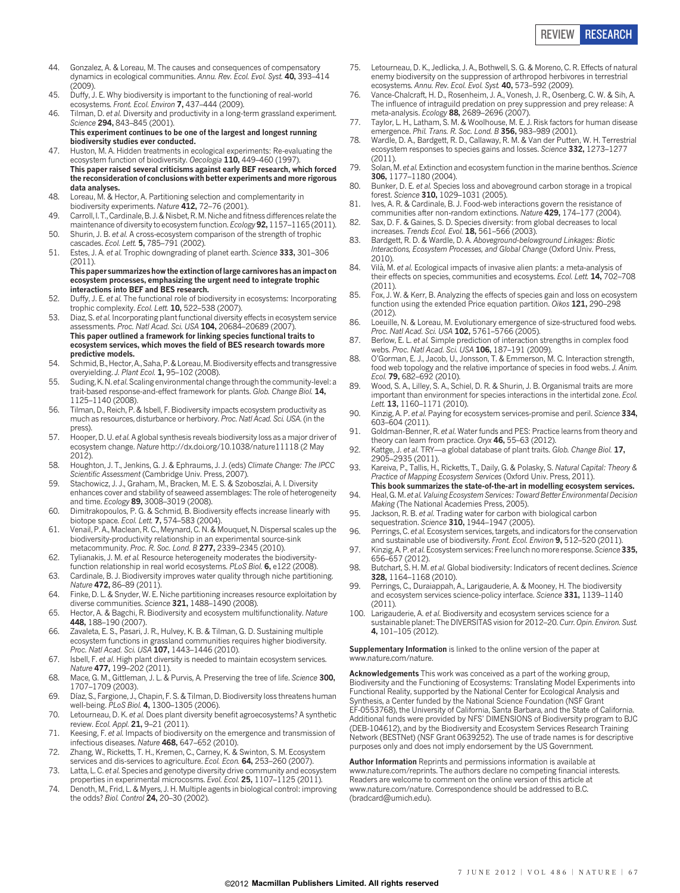44. Gonzalez, A. & Loreau, M. The causes and consequences of compensatory dynamics in ecological communities. *Annu. Rev. Ecol. Evol. Syst.* **40,** 393–414 (2009).
45. Duffy, J. E. Why biodiversity is important to the functioning of real-world ecosystems. *Front. Ecol. Environ* **7,** 437–444 (2009).
46. Tilman, D. *et al.* Diversity and productivity in a long-term grassland experiment. *Science* **294,** 843–845 (2001).
    **This experiment continues to be one of the largest and longest running biodiversity studies ever conducted.**
47. Huston, M. A. Hidden treatments in ecological experiments: Re-evaluating the ecosystem function of biodiversity. *Oecologia* **110,** 449–460 (1997).
    **This paper raised several criticisms against early BEF research, which forced the reconsideration of conclusions with better experiments and more rigorous data analyses.**
48. Loreau, M. & Hector, A. Partitioning selection and complementarity in biodiversity experiments. *Nature* **412,** 72–76 (2001).
49. Carroll, I. T., Cardinale, B. J. & Nisbet, R. M. Niche and fitness differences relate the maintenance of diversity to ecosystem function. *Ecology* **92,** 1157–1165 (2011).
50. Shurin, J. B. *et al.* A cross-ecosystem comparison of the strength of trophic cascades. *Ecol. Lett.* **5,** 785–791 (2002).
51. Estes, J. A. *et al.* Trophic downgrading of planet earth. *Science* **333,** 301–306 (2011).
    **This paper summarizes how the extinction of large carnivores has an impact on ecosystem processes, emphasizing the urgent need to integrate trophic interactions into BEF and BES research.**
52. Duffy, J. E. *et al.* The functional role of biodiversity in ecosystems: Incorporating trophic complexity. *Ecol. Lett.* **10,** 522–538 (2007).
53. Diaz, S. *et al.* Incorporating plant functional diversity effects in ecosystem service assessments. *Proc. Natl Acad. Sci. USA* **104,** 20684–20689 (2007).
    **This paper outlined a framework for linking species functional traits to ecosystem services, which moves the field of BES research towards more predictive models.**
54. Schmid, B., Hector, A., Saha, P. & Loreau, M. Biodiversity effects and transgressive overyielding. *J. Plant Ecol.* **1,** 95–102 (2008).
55. Suding, K. N. *et al.* Scaling environmental change through the community-level: a trait-based response-and-effect framework for plants. *Glob. Change Biol.* **14,** 1125–1140 (2008).
56. Tilman, D., Reich, P. & Isbell, F. Biodiversity impacts ecosystem productivity as much as resources, disturbance or herbivory. *Proc. Natl Acad. Sci. USA.* (in the press).
57. Hooper, D. U. *et al.* A global synthesis reveals biodiversity loss as a major driver of ecosystem change. *Nature* http://dx.doi.org/10.1038/nature11118 (2 May 2012).
58. Houghton, J. T., Jenkins, G. J. & Ephraums, J. J. (eds) *Climate Change: The IPCC Scientific Assessment* (Cambridge Univ. Press, 2007).
59. Stachowicz, J. J., Graham, M., Bracken, M. E. S. & Szoboszlai, A. I. Diversity enhances cover and stability of seaweed assemblages: The role of heterogeneity and time. *Ecology* **89,** 3008–3019 (2008).
60. Dimitrakopoulos, P. G. & Schmid, B. Biodiversity effects increase linearly with biotope space. *Ecol. Lett.* **7,** 574–583 (2004).
61. Venail, P. A., Maclean, R. C., Meynard, C. N. & Mouquet, N. Dispersal scales up the biodiversity-productivity relationship in an experimental source-sink metacommunity. *Proc. R. Soc. Lond. B* **277,** 2339–2345 (2010).
62. Tylianakis, J. M. *et al.* Resource heterogeneity moderates the biodiversity-function relationship in real world ecosystems. *PLoS Biol.* **6,** e122 (2008).
63. Cardinale, B. J. Biodiversity improves water quality through niche partitioning. *Nature* **472,** 86–89 (2011).
64. Finke, D. L. & Snyder, W. E. Niche partitioning increases resource exploitation by diverse communities. *Science* **321,** 1488–1490 (2008).
65. Hector, A. & Bagchi, R. Biodiversity and ecosystem multifunctionality. *Nature* **448,** 188–190 (2007).
66. Zavaleta, E. S., Pasari, J. R., Hulvey, K. B. & Tilman, G. D. Sustaining multiple ecosystem functions in grassland communities requires higher biodiversity. *Proc. Natl Acad. Sci. USA* **107,** 1443–1446 (2010).
67. Isbell, F. *et al.* High plant diversity is needed to maintain ecosystem services. *Nature* **477,** 199–202 (2011).
68. Mace, G. M., Gittleman, J. L. & Purvis, A. Preserving the tree of life. *Science* **300,** 1707–1709 (2003).
69. Díaz, S., Fargione, J., Chapin, F. S. & Tilman, D. Biodiversity loss threatens human well-being. *PLoS Biol.* **4,** 1300–1305 (2006).
70. Letourneau, D. K. *et al.* Does plant diversity benefit agroecosystems? A synthetic review. *Ecol. Appl.* **21,** 9–21 (2011).
71. Keesing, F. *et al.* Impacts of biodiversity on the emergence and transmission of infectious diseases. *Nature* **468,** 647–652 (2010).
72. Zhang, W., Ricketts, T. H., Kremen, C., Carney, K. & Swinton, S. M. Ecosystem services and dis-services to agriculture. *Ecol. Econ.* **64,** 253–260 (2007).
73. Latta, L. C. *et al.* Species and genotype diversity drive community and ecosystem properties in experimental microcosms. *Evol. Ecol.* **25,** 1107–1125 (2011).
74. Denoth, M., Frid, L. & Myers, J. H. Multiple agents in biological control: improving the odds? *Biol. Control* **24,** 20–30 (2002).
75. Letourneau, D. K., Jedlicka, J. A., Bothwell, S. G. & Moreno, C. R. Effects of natural enemy biodiversity on the suppression of arthropod herbivores in terrestrial ecosystems. *Annu. Rev. Ecol. Evol. Syst.* **40,** 573–592 (2009).
76. Vance-Chalcraft, H. D., Rosenheim, J. A., Vonesh, J. R., Osenberg, C. W. & Sih, A. The influence of intraguild predation on prey suppression and prey release: A meta-analysis. *Ecology* **88,** 2689–2696 (2007).
77. Taylor, L. H., Latham, S. M. & Woolhouse, M. E. J. Risk factors for human disease emergence. *Phil. Trans. R. Soc. Lond. B* **356,** 983–989 (2001).
78. Wardle, D. A., Bardgett, R. D., Callaway, R. M. & Van der Putten, W. H. Terrestrial ecosystem responses to species gains and losses. *Science* **332,** 1273–1277 (2011).
79. Solan, M. *et al.* Extinction and ecosystem function in the marine benthos. *Science* **306,** 1177–1180 (2004).
80. Bunker, D. E. *et al.* Species loss and aboveground carbon storage in a tropical forest. *Science* **310,** 1029–1031 (2005).
81. Ives, A. R. & Cardinale, B. J. Food-web interactions govern the resistance of communities after non-random extinctions. *Nature* **429,** 174–177 (2004).
82. Sax, D. F. & Gaines, S. D. Species diversity: from global decreases to local increases. *Trends Ecol. Evol.* **18,** 561–566 (2003).
83. Bardgett, R. D. & Wardle, D. A. *Aboveground-belowground Linkages: Biotic Interactions, Ecosystem Processes, and Global Change* (Oxford Univ. Press, 2010).
84. Vilà, M. *et al.* Ecological impacts of invasive alien plants: a meta-analysis of their effects on species, communities and ecosystems. *Ecol. Lett.* **14,** 702–708 (2011).
85. Fox, J. W. & Kerr, B. Analyzing the effects of species gain and loss on ecosystem function using the extended Price equation partition. *Oikos* **121,** 290–298 (2012).
86. Loeuille, N. & Loreau, M. Evolutionary emergence of size-structured food webs. *Proc. Natl Acad. Sci. USA* **102,** 5761–5766 (2005).
87. Berlow, E. L. *et al.* Simple prediction of interaction strengths in complex food webs. *Proc. Natl Acad. Sci. USA* **106,** 187–191 (2009).
88. O'Gorman, E. J., Jacob, U., Jonsson, T. & Emmerson, M. C. Interaction strength, food web topology and the relative importance of species in food webs. *J. Anim. Ecol.* **79,** 682–692 (2010).
89. Wood, S. A., Lilley, S. A., Schiel, D. R. & Shurin, J. B. Organismal traits are more important than environment for species interactions in the intertidal zone. *Ecol. Lett.* **13,** 1160–1171 (2010).
90. Kinzig, A. P. *et al.* Paying for ecosystem services-promise and peril. *Science* **334,** 603–604 (2011).
91. Goldman-Benner, R. *et al.* Water funds and PES: Practice learns from theory and theory can learn from practice. *Oryx* **46,** 55–63 (2012).
92. Kattge, J. *et al.* TRY—a global database of plant traits. *Glob. Change Biol.* **17,** 2905–2935 (2011).
93. Kareiva, P., Tallis, H., Ricketts, T., Daily, G. & Polasky, S. *Natural Capital: Theory & Practice of Mapping Ecosystem Services* (Oxford Univ. Press, 2011).
    **This book summarizes the state-of-the-art in modelling ecosystem services.**
94. Heal, G. M. *et al. Valuing Ecosystem Services: Toward Better Environmental Decision Making* (The National Academies Press, 2005).
95. Jackson, R. B. *et al.* Trading water for carbon with biological carbon sequestration. *Science* **310,** 1944–1947 (2005).
96. Perrings, C. *et al.* Ecosystem services, targets, and indicators for the conservation and sustainable use of biodiversity. *Front. Ecol. Environ* **9,** 512–520 (2011).
97. Kinzig, A. P. *et al.* Ecosystem services: Free lunch no more response. *Science* **335,** 656–657 (2012).
98. Butchart, S. H. M. *et al.* Global biodiversity: Indicators of recent declines. *Science* **328,** 1164–1168 (2010).
99. Perrings, C., Duraiappah, A., Larigauderie, A. & Mooney, H. The biodiversity and ecosystem services science-policy interface. *Science* **331,** 1139–1140 (2011).
100. Larigauderie, A. *et al.* Biodiversity and ecosystem services science for a sustainable planet: The DIVERSITAS vision for 2012–20. *Curr. Opin. Environ. Sust.* **4,** 101–105 (2012).

**Supplementary Information** is linked to the online version of the paper at www.nature.com/nature.

**Acknowledgements** This work was conceived as a part of the working group, Biodiversity and the Functioning of Ecosystems: Translating Model Experiments into Functional Reality, supported by the National Center for Ecological Analysis and Synthesis, a Center funded by the National Science Foundation (NSF Grant EF-0553768), the University of California, Santa Barbara, and the State of California. Additional funds were provided by NFS' DIMENSIONS of Biodiversity program to BJC (DEB-104612), and by the Biodiversity and Ecosystem Services Research Training Network (BESTNet) (NSF Grant 0639252). The use of trade names is for descriptive purposes only and does not imply endorsement by the US Government.

**Author Information** Reprints and permissions information is available at www.nature.com/reprints. The authors declare no competing financial interests. Readers are welcome to comment on the online version of this article at www.nature.com/nature. Correspondence should be addressed to B.C. (bradcard@umich.edu).